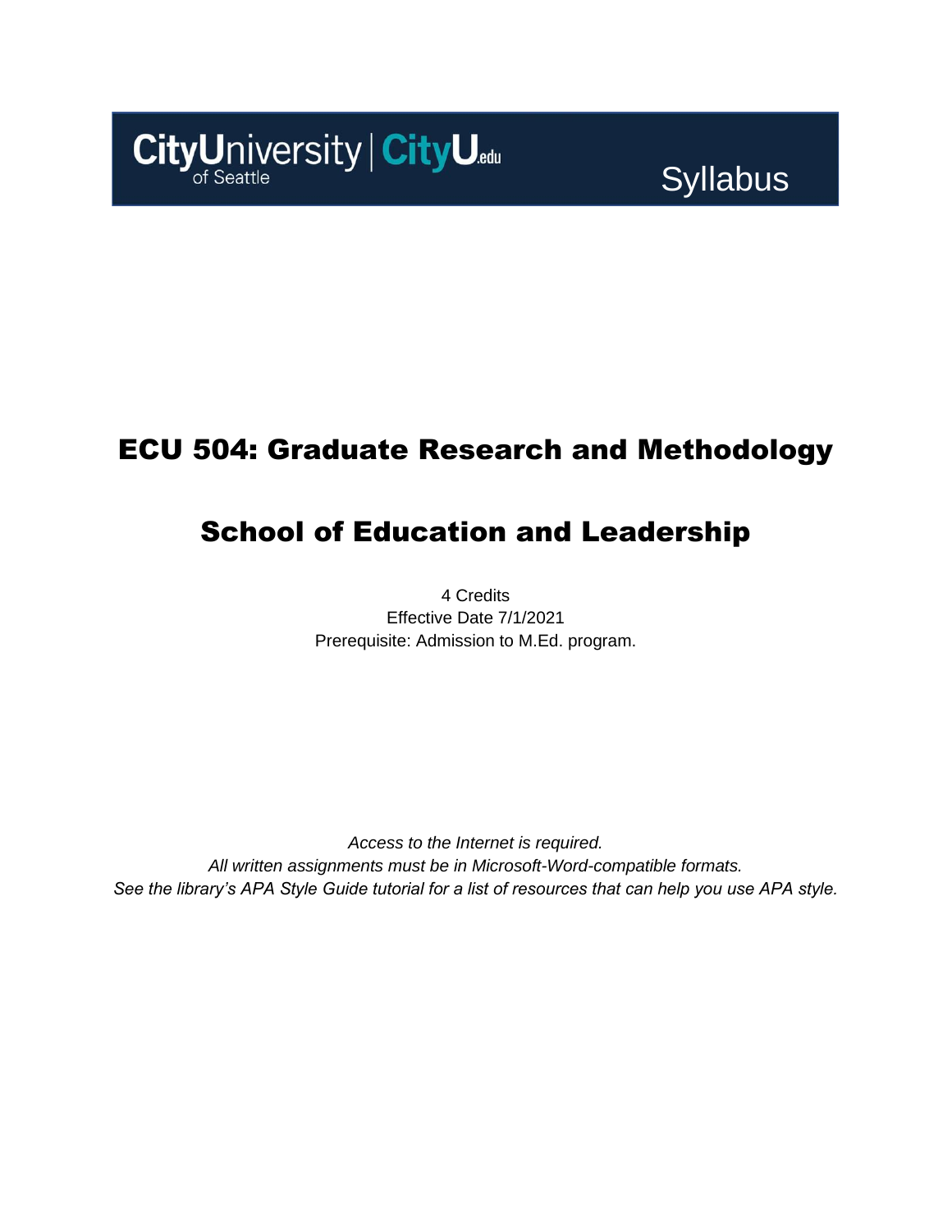CityUniversity of Seattle | CityU.edu

Syllabus

# ECU 504: Graduate Research and Methodology

# School of Education and Leadership

4 Credits
Effective Date 7/1/2021
Prerequisite: Admission to M.Ed. program.

*Access to the Internet is required.*
*All written assignments must be in Microsoft-Word-compatible formats.*
*See the library's APA Style Guide tutorial for a list of resources that can help you use APA style.*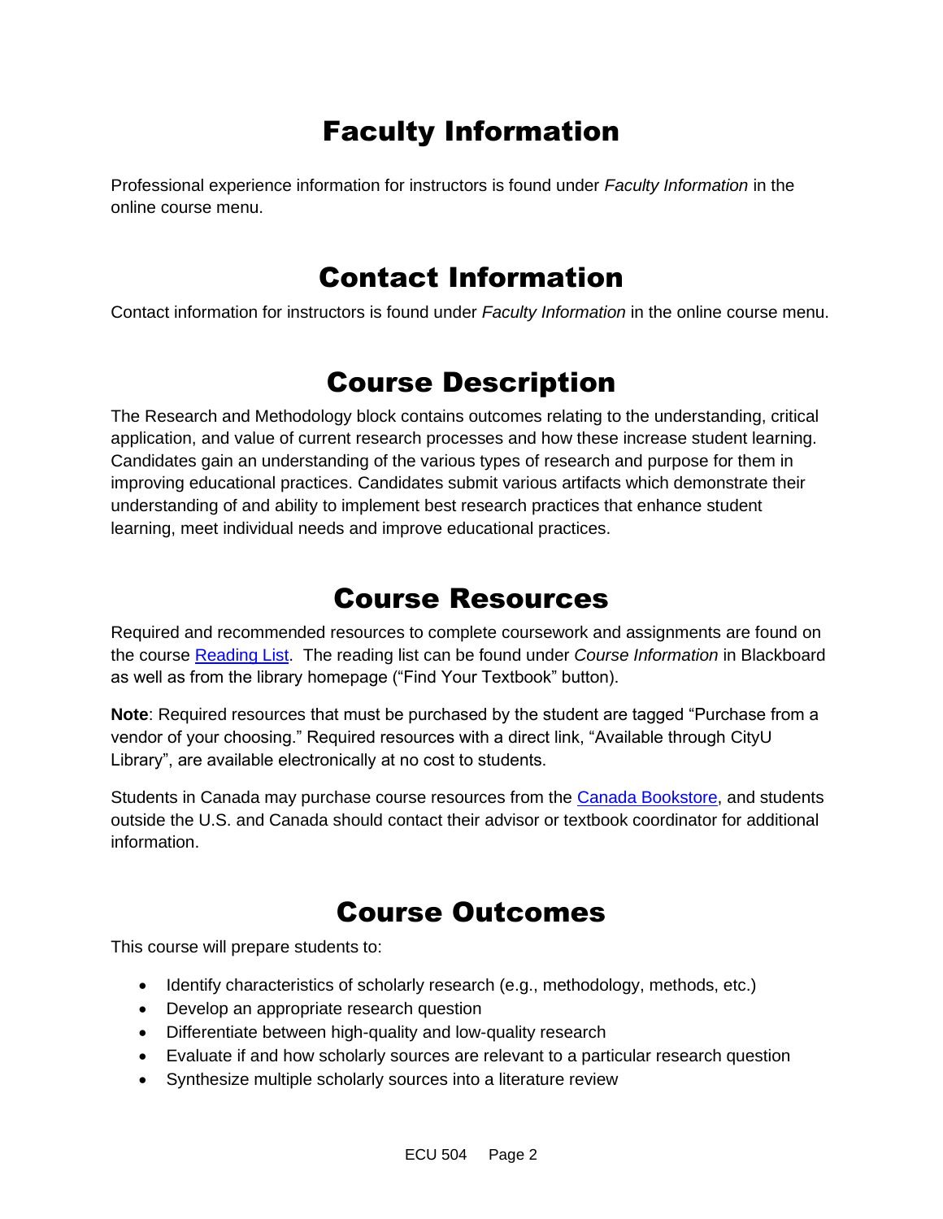# Faculty Information

Professional experience information for instructors is found under *Faculty Information* in the online course menu.

# Contact Information

Contact information for instructors is found under *Faculty Information* in the online course menu.

# Course Description

The Research and Methodology block contains outcomes relating to the understanding, critical application, and value of current research processes and how these increase student learning. Candidates gain an understanding of the various types of research and purpose for them in improving educational practices. Candidates submit various artifacts which demonstrate their understanding of and ability to implement best research practices that enhance student learning, meet individual needs and improve educational practices.

# Course Resources

Required and recommended resources to complete coursework and assignments are found on the course Reading List. The reading list can be found under *Course Information* in Blackboard as well as from the library homepage ("Find Your Textbook" button).

**Note**: Required resources that must be purchased by the student are tagged "Purchase from a vendor of your choosing." Required resources with a direct link, "Available through CityU Library", are available electronically at no cost to students.

Students in Canada may purchase course resources from the Canada Bookstore, and students outside the U.S. and Canada should contact their advisor or textbook coordinator for additional information.

# Course Outcomes

This course will prepare students to:

- Identify characteristics of scholarly research (e.g., methodology, methods, etc.)
- Develop an appropriate research question
- Differentiate between high-quality and low-quality research
- Evaluate if and how scholarly sources are relevant to a particular research question
- Synthesize multiple scholarly sources into a literature review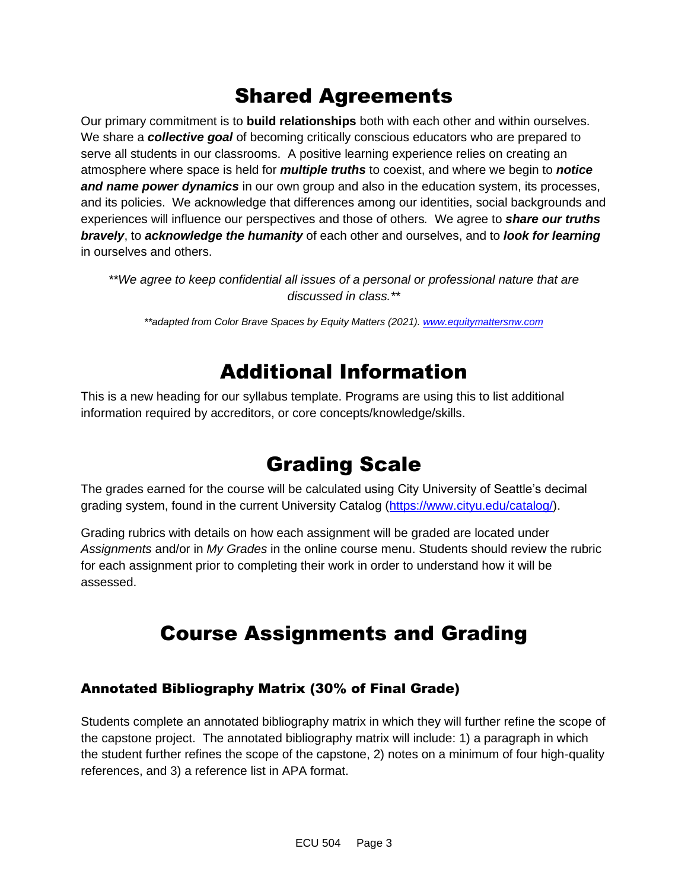# Shared Agreements

Our primary commitment is to **build relationships** both with each other and within ourselves. We share a ***collective goal*** of becoming critically conscious educators who are prepared to serve all students in our classrooms. A positive learning experience relies on creating an atmosphere where space is held for ***multiple truths*** to coexist, and where we begin to ***notice and name power dynamics*** in our own group and also in the education system, its processes, and its policies. We acknowledge that differences among our identities, social backgrounds and experiences will influence our perspectives and those of others*.* We agree to ***share our truths bravely***, to ***acknowledge the humanity*** of each other and ourselves, and to ***look for learning*** in ourselves and others.

*\*\*We agree to keep confidential all issues of a personal or professional nature that are discussed in class.\*\**

*\*\*adapted from Color Brave Spaces by Equity Matters (2021). [www.equitymattersnw.com](www.equitymattersnw.com)*

# Additional Information

This is a new heading for our syllabus template. Programs are using this to list additional information required by accreditors, or core concepts/knowledge/skills.

# Grading Scale

The grades earned for the course will be calculated using City University of Seattle's decimal grading system, found in the current University Catalog ([https://www.cityu.edu/catalog/](https://www.cityu.edu/catalog/)).

Grading rubrics with details on how each assignment will be graded are located under *Assignments* and/or in *My Grades* in the online course menu. Students should review the rubric for each assignment prior to completing their work in order to understand how it will be assessed.

# Course Assignments and Grading

### Annotated Bibliography Matrix (30% of Final Grade)

Students complete an annotated bibliography matrix in which they will further refine the scope of the capstone project. The annotated bibliography matrix will include: 1) a paragraph in which the student further refines the scope of the capstone, 2) notes on a minimum of four high-quality references, and 3) a reference list in APA format.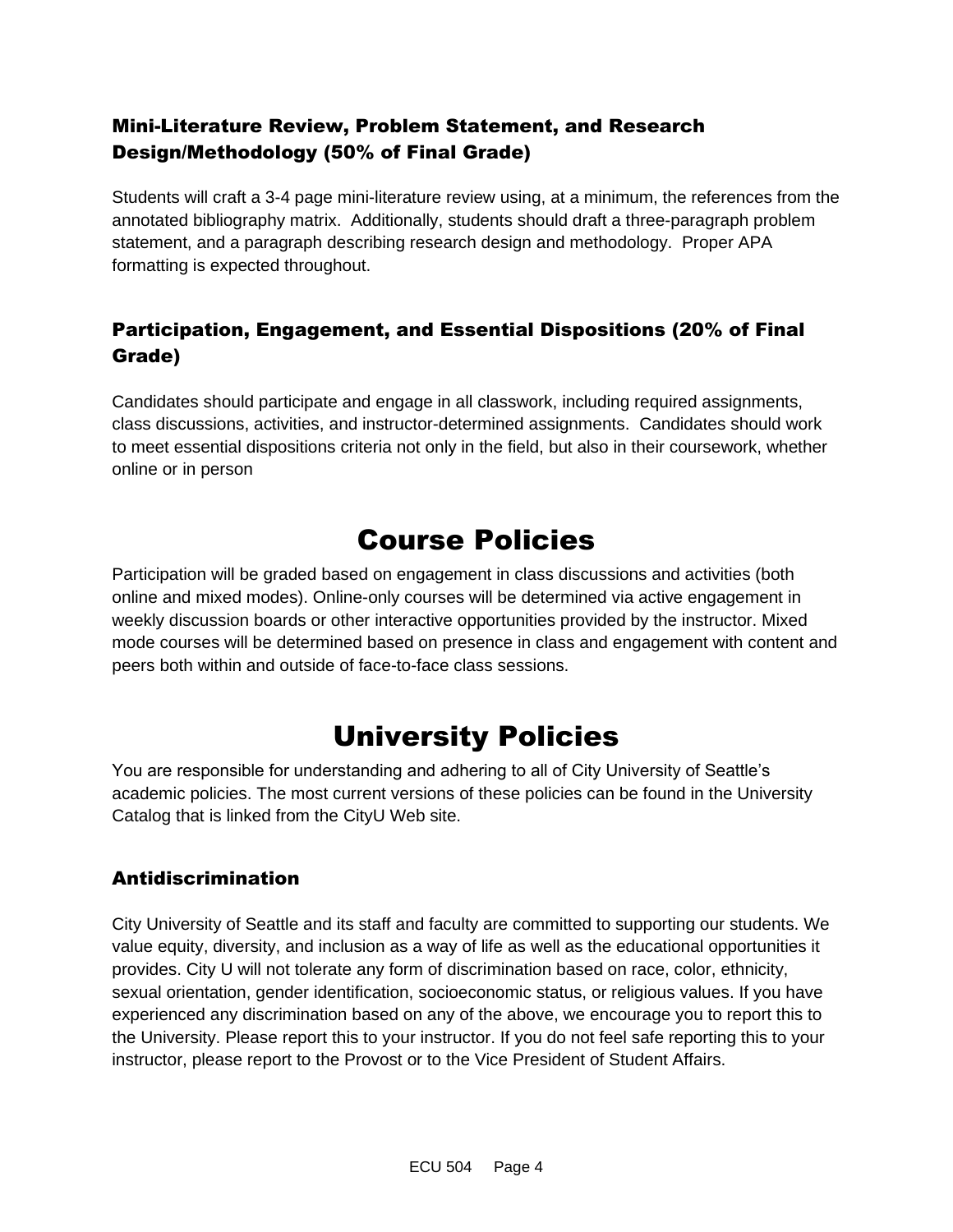### Mini-Literature Review, Problem Statement, and Research Design/Methodology (50% of Final Grade)

Students will craft a 3-4 page mini-literature review using, at a minimum, the references from the annotated bibliography matrix. Additionally, students should draft a three-paragraph problem statement, and a paragraph describing research design and methodology. Proper APA formatting is expected throughout.

### Participation, Engagement, and Essential Dispositions (20% of Final Grade)

Candidates should participate and engage in all classwork, including required assignments, class discussions, activities, and instructor-determined assignments. Candidates should work to meet essential dispositions criteria not only in the field, but also in their coursework, whether online or in person

# Course Policies

Participation will be graded based on engagement in class discussions and activities (both online and mixed modes). Online-only courses will be determined via active engagement in weekly discussion boards or other interactive opportunities provided by the instructor. Mixed mode courses will be determined based on presence in class and engagement with content and peers both within and outside of face-to-face class sessions.

# University Policies

You are responsible for understanding and adhering to all of City University of Seattle's academic policies. The most current versions of these policies can be found in the University Catalog that is linked from the CityU Web site.

### Antidiscrimination

City University of Seattle and its staff and faculty are committed to supporting our students. We value equity, diversity, and inclusion as a way of life as well as the educational opportunities it provides. City U will not tolerate any form of discrimination based on race, color, ethnicity, sexual orientation, gender identification, socioeconomic status, or religious values. If you have experienced any discrimination based on any of the above, we encourage you to report this to the University. Please report this to your instructor. If you do not feel safe reporting this to your instructor, please report to the Provost or to the Vice President of Student Affairs.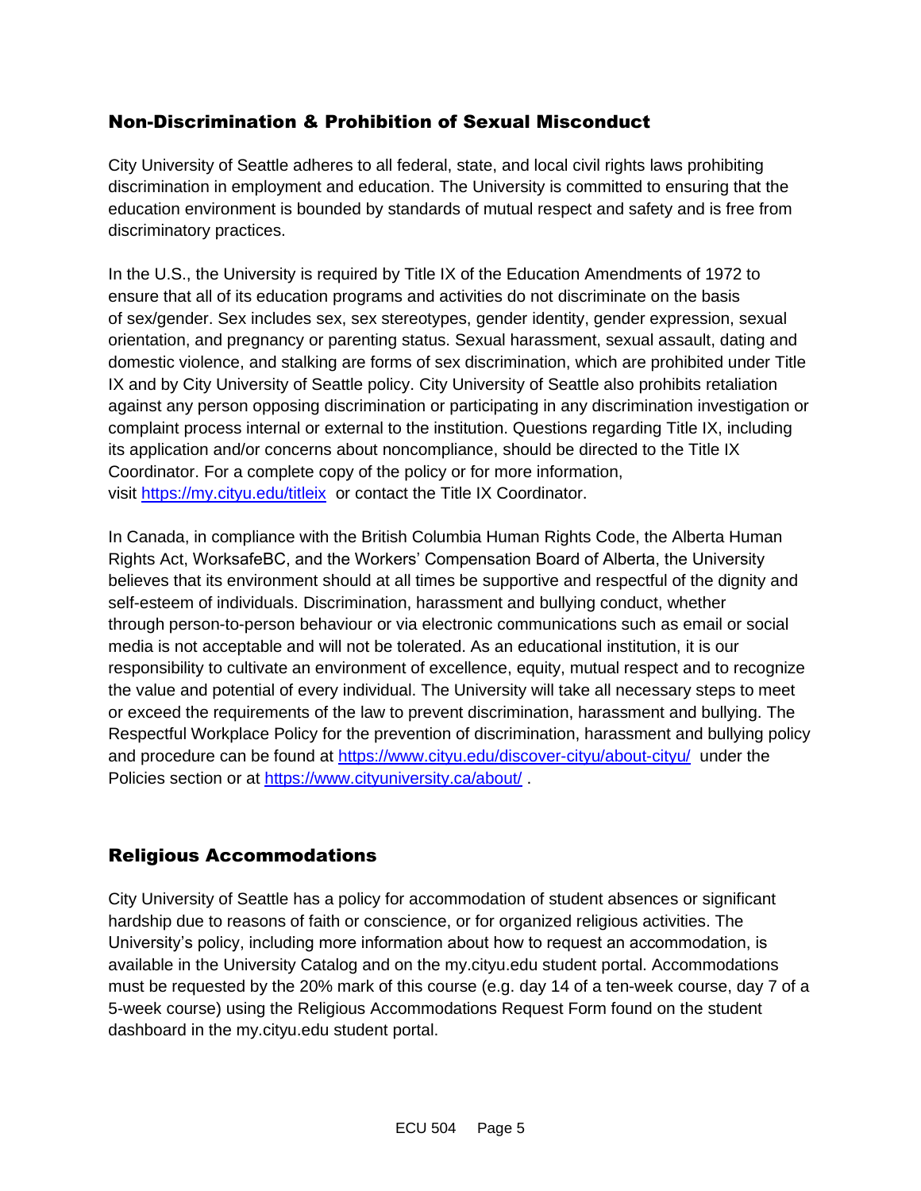## Non-Discrimination & Prohibition of Sexual Misconduct

City University of Seattle adheres to all federal, state, and local civil rights laws prohibiting discrimination in employment and education. The University is committed to ensuring that the education environment is bounded by standards of mutual respect and safety and is free from discriminatory practices.

In the U.S., the University is required by Title IX of the Education Amendments of 1972 to ensure that all of its education programs and activities do not discriminate on the basis of sex/gender. Sex includes sex, sex stereotypes, gender identity, gender expression, sexual orientation, and pregnancy or parenting status. Sexual harassment, sexual assault, dating and domestic violence, and stalking are forms of sex discrimination, which are prohibited under Title IX and by City University of Seattle policy. City University of Seattle also prohibits retaliation against any person opposing discrimination or participating in any discrimination investigation or complaint process internal or external to the institution. Questions regarding Title IX, including its application and/or concerns about noncompliance, should be directed to the Title IX Coordinator. For a complete copy of the policy or for more information, visit https://my.cityu.edu/titleix or contact the Title IX Coordinator.

In Canada, in compliance with the British Columbia Human Rights Code, the Alberta Human Rights Act, WorksafeBC, and the Workers' Compensation Board of Alberta, the University believes that its environment should at all times be supportive and respectful of the dignity and self-esteem of individuals. Discrimination, harassment and bullying conduct, whether through person-to-person behaviour or via electronic communications such as email or social media is not acceptable and will not be tolerated. As an educational institution, it is our responsibility to cultivate an environment of excellence, equity, mutual respect and to recognize the value and potential of every individual. The University will take all necessary steps to meet or exceed the requirements of the law to prevent discrimination, harassment and bullying. The Respectful Workplace Policy for the prevention of discrimination, harassment and bullying policy and procedure can be found at https://www.cityu.edu/discover-cityu/about-cityu/ under the Policies section or at https://www.cityuniversity.ca/about/ .

## Religious Accommodations

City University of Seattle has a policy for accommodation of student absences or significant hardship due to reasons of faith or conscience, or for organized religious activities. The University's policy, including more information about how to request an accommodation, is available in the University Catalog and on the my.cityu.edu student portal. Accommodations must be requested by the 20% mark of this course (e.g. day 14 of a ten-week course, day 7 of a 5-week course) using the Religious Accommodations Request Form found on the student dashboard in the my.cityu.edu student portal.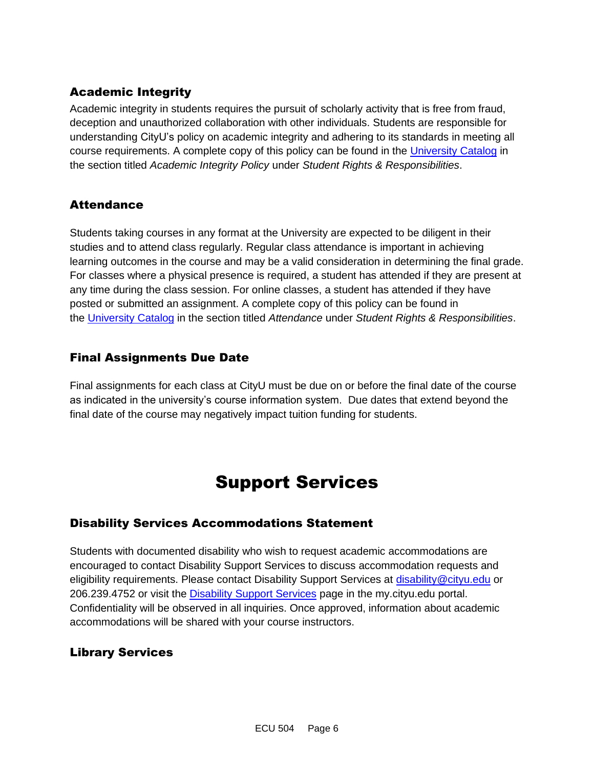### Academic Integrity

Academic integrity in students requires the pursuit of scholarly activity that is free from fraud, deception and unauthorized collaboration with other individuals. Students are responsible for understanding CityU's policy on academic integrity and adhering to its standards in meeting all course requirements. A complete copy of this policy can be found in the University Catalog in the section titled *Academic Integrity Policy* under *Student Rights & Responsibilities*.

### Attendance

Students taking courses in any format at the University are expected to be diligent in their studies and to attend class regularly. Regular class attendance is important in achieving learning outcomes in the course and may be a valid consideration in determining the final grade. For classes where a physical presence is required, a student has attended if they are present at any time during the class session. For online classes, a student has attended if they have posted or submitted an assignment. A complete copy of this policy can be found in the University Catalog in the section titled *Attendance* under *Student Rights & Responsibilities*.

### Final Assignments Due Date

Final assignments for each class at CityU must be due on or before the final date of the course as indicated in the university's course information system. Due dates that extend beyond the final date of the course may negatively impact tuition funding for students.

## Support Services

### Disability Services Accommodations Statement

Students with documented disability who wish to request academic accommodations are encouraged to contact Disability Support Services to discuss accommodation requests and eligibility requirements. Please contact Disability Support Services at disability@cityu.edu or 206.239.4752 or visit the Disability Support Services page in the my.cityu.edu portal. Confidentiality will be observed in all inquiries. Once approved, information about academic accommodations will be shared with your course instructors.

### Library Services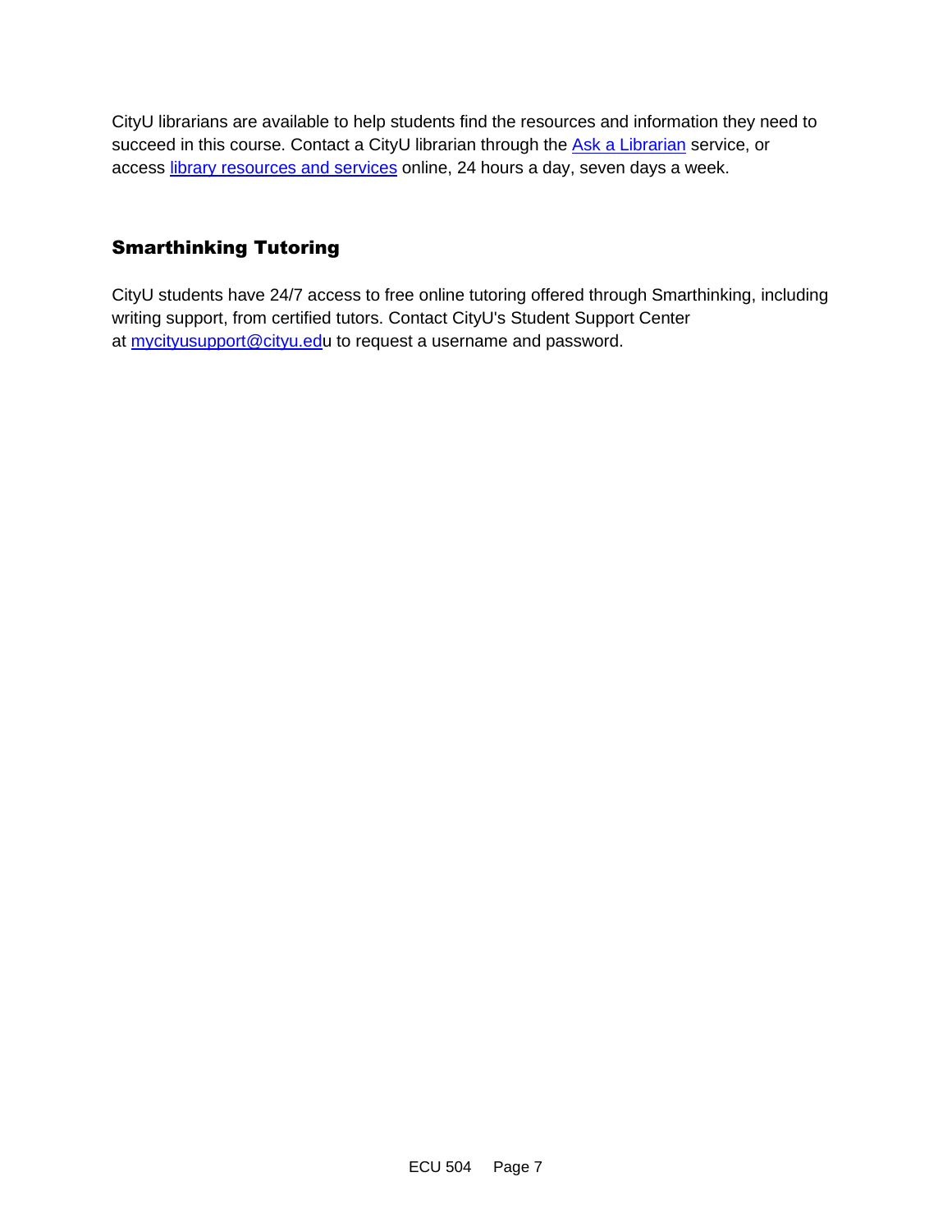CityU librarians are available to help students find the resources and information they need to succeed in this course. Contact a CityU librarian through the Ask a Librarian service, or access library resources and services online, 24 hours a day, seven days a week.

## Smarthinking Tutoring

CityU students have 24/7 access to free online tutoring offered through Smarthinking, including writing support, from certified tutors. Contact CityU's Student Support Center at mycityusupport@cityu.edu to request a username and password.